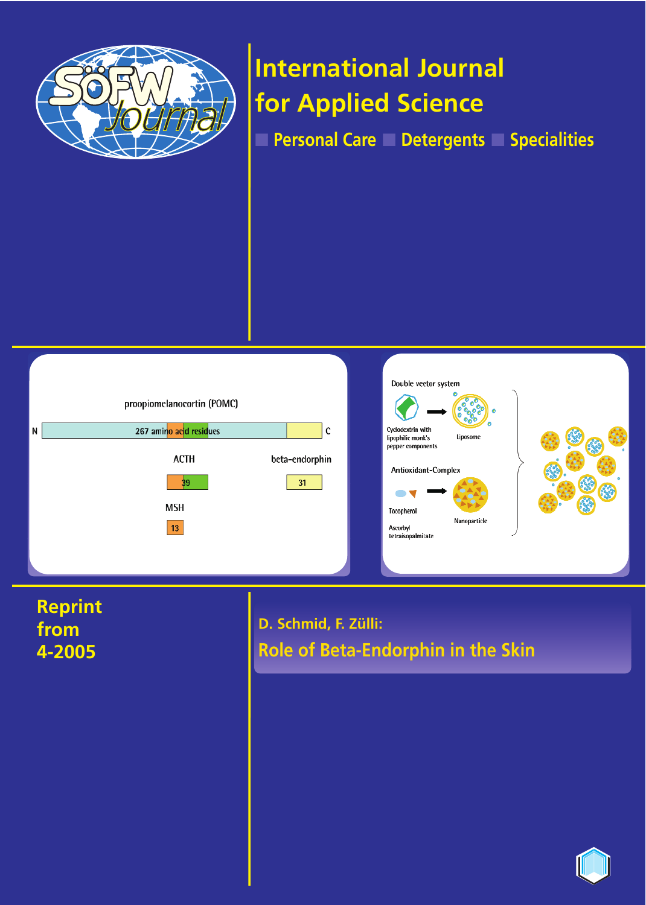# International Journal for Applied Science

Personal Care ■ Detergents ■ Specialities

proopiomelanocortin (POMC)

N | 267 amino acid residues | C

ACTH 39

beta-endorphin 31

MSH 13

Double vector system

Cyclodextrin with lipophilic monk's pepper components → Liposome

Antioxidant-Complex

Tocopherol, Ascorbyl tetraisopalmitate → Nanoparticle

Reprint from 4-2005

## D. Schmid, F. Zülli:

## Role of Beta-Endorphin in the Skin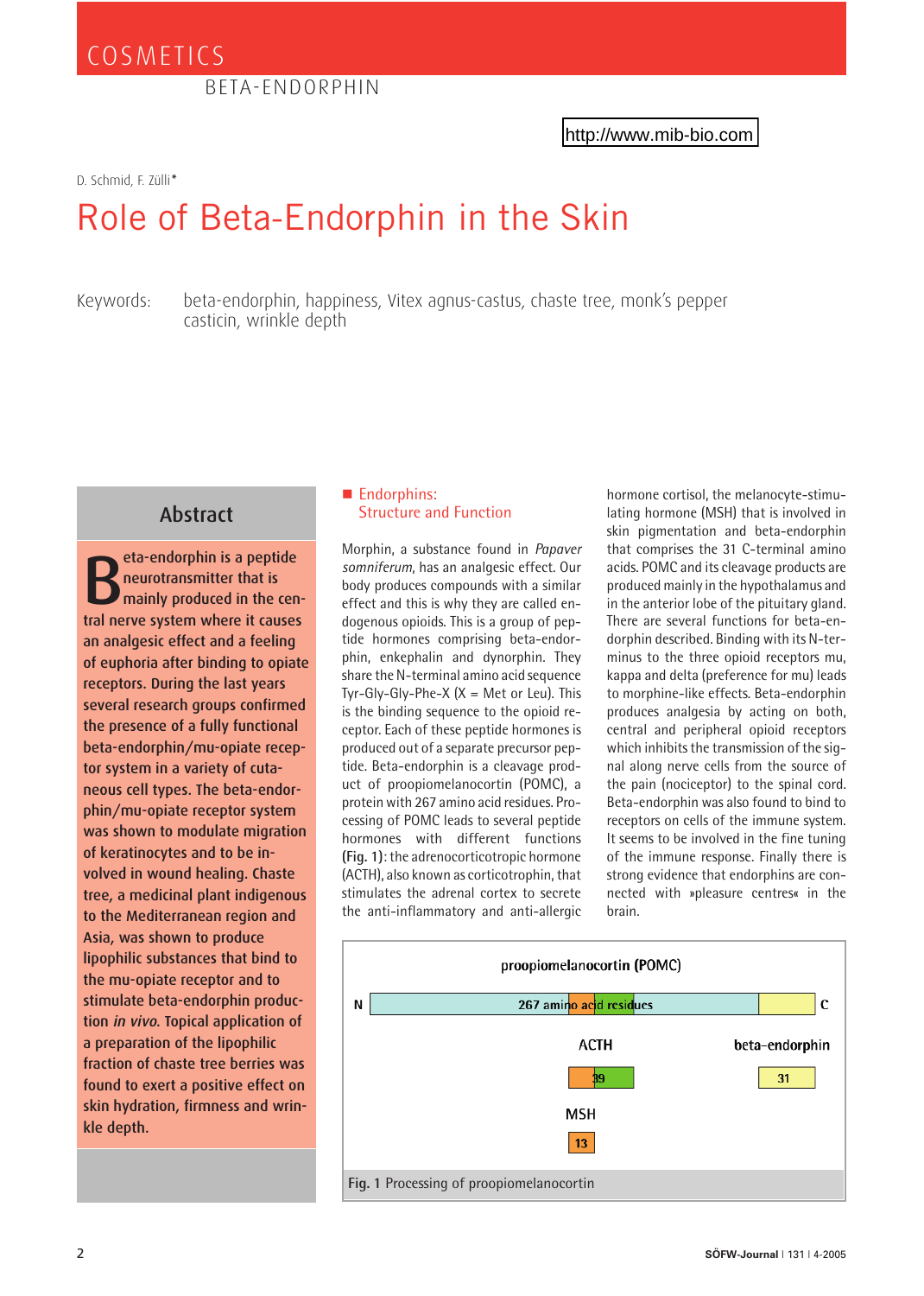D. Schmid, F. Zülli*

# Role of Beta-Endorphin in the Skin

Keywords: beta-endorphin, happiness, Vitex agnus-castus, chaste tree, monk's pepper casticin, wrinkle depth

## Abstract

**Beta-endorphin is a peptide neurotransmitter that is mainly produced in the central nerve system where it causes an analgesic effect and a feeling of euphoria after binding to opiate receptors. During the last years several research groups confirmed the presence of a fully functional beta-endorphin/mu-opiate receptor system in a variety of cutaneous cell types. The beta-endorphin/mu-opiate receptor system was shown to modulate migration of keratinocytes and to be involved in wound healing. Chaste tree, a medicinal plant indigenous to the Mediterranean region and Asia, was shown to produce lipophilic substances that bind to the mu-opiate receptor and to stimulate beta-endorphin production *in vivo*. Topical application of a preparation of the lipophilic fraction of chaste tree berries was found to exert a positive effect on skin hydration, firmness and wrinkle depth.**

## Endorphins: Structure and Function

Morphin, a substance found in *Papaver somniferum*, has an analgesic effect. Our body produces compounds with a similar effect and this is why they are called endogenous opioids. This is a group of peptide hormones comprising beta-endorphin, enkephalin and dynorphin. They share the N-terminal amino acid sequence Tyr-Gly-Gly-Phe-X (X = Met or Leu). This is the binding sequence to the opioid receptor. Each of these peptide hormones is produced out of a separate precursor peptide. Beta-endorphin is a cleavage product of proopiomelanocortin (POMC), a protein with 267 amino acid residues. Processing of POMC leads to several peptide hormones with different functions **(Fig. 1)**: the adrenocorticotropic hormone (ACTH), also known as corticotrophin, that stimulates the adrenal cortex to secrete the anti-inflammatory and anti-allergic hormone cortisol, the melanocyte-stimulating hormone (MSH) that is involved in skin pigmentation and beta-endorphin that comprises the 31 C-terminal amino acids. POMC and its cleavage products are produced mainly in the hypothalamus and in the anterior lobe of the pituitary gland. There are several functions for beta-endorphin described. Binding with its N-terminus to the three opioid receptors mu, kappa and delta (preference for mu) leads to morphine-like effects. Beta-endorphin produces analgesia by acting on both, central and peripheral opioid receptors which inhibits the transmission of the signal along nerve cells from the source of the pain (nociceptor) to the spinal cord. Beta-endorphin was also found to bind to receptors on cells of the immune system. It seems to be involved in the fine tuning of the immune response. Finally there is strong evidence that endorphins are connected with »pleasure centres« in the brain.

proopiomelanocortin (POMC)

N — 267 amino acid residues — C

ACTH: 39

beta-endorphin: 31

MSH: 13

**Fig. 1** Processing of proopiomelanocortin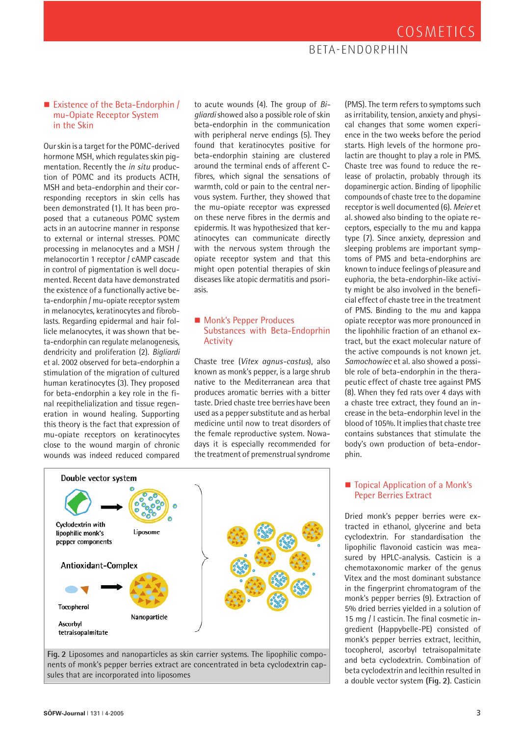## Existence of the Beta-Endorphin / mu-Opiate Receptor System in the Skin

Our skin is a target for the POMC-derived hormone MSH, which regulates skin pigmentation. Recently the *in situ* production of POMC and its products ACTH, MSH and beta-endorphin and their corresponding receptors in skin cells has been demonstrated (1). It has been proposed that a cutaneous POMC system acts in an autocrine manner in response to external or internal stresses. POMC processing in melanocytes and a MSH / melanocortin 1 receptor / cAMP cascade in control of pigmentation is well documented. Recent data have demonstrated the existence of a functionally active beta-endorphin / mu-opiate receptor system in melanocytes, keratinocytes and fibroblasts. Regarding epidermal and hair follicle melanocytes, it was shown that beta-endorphin can regulate melanogenesis, dendricity and proliferation (2). *Bigliardi* et al. 2002 observed for beta-endorphin a stimulation of the migration of cultured human keratinocytes (3). They proposed for beta-endorphin a key role in the final reepithelialization and tissue regeneration in wound healing. Supporting this theory is the fact that expression of mu-opiate receptors on keratinocytes close to the wound margin of chronic wounds was indeed reduced compared to acute wounds (4). The group of *Bigliardi* showed also a possible role of skin beta-endorphin in the communication with peripheral nerve endings (5). They found that keratinocytes positive for beta-endorphin staining are clustered around the terminal ends of afferent C-fibres, which signal the sensations of warmth, cold or pain to the central nervous system. Further, they showed that the mu-opiate receptor was expressed on these nerve fibres in the dermis and epidermis. It was hypothesized that keratinocytes can communicate directly with the nervous system through the opiate receptor system and that this might open potential therapies of skin diseases like atopic dermatitis and psoriasis.

## Monk's Pepper Produces Substances with Beta-Endoprhin Activity

Chaste tree (*Vitex agnus-castus*), also known as monk's pepper, is a large shrub native to the Mediterranean area that produces aromatic berries with a bitter taste. Dried chaste tree berries have been used as a pepper substitute and as herbal medicine until now to treat disorders of the female reproductive system. Nowadays it is especially recommended for the treatment of premenstrual syndrome (PMS). The term refers to symptoms such as irritability, tension, anxiety and physical changes that some women experience in the two weeks before the period starts. High levels of the hormone prolactin are thought to play a role in PMS. Chaste tree was found to reduce the release of prolactin, probably through its dopaminergic action. Binding of lipophilic compounds of chaste tree to the dopamine receptor is well documented (6). *Meier* et al. showed also binding to the opiate receptors, especially to the mu and kappa type (7). Since anxiety, depression and sleeping problems are important symptoms of PMS and beta-endorphins are known to induce feelings of pleasure and euphoria, the beta-endorphin-like activity might be also involved in the beneficial effect of chaste tree in the treatment of PMS. Binding to the mu and kappa opiate receptor was more pronounced in the lipohhilic fraction of an ethanol extract, but the exact molecular nature of the active compounds is not known jet. *Samochowiec* et al. also showed a possible role of beta-endorphin in the therapeutic effect of chaste tree against PMS (8). When they fed rats over 4 days with a chaste tree extract, they found an increase in the beta-endorphin level in the blood of 105%. It implies that chaste tree contains substances that stimulate the body's own production of beta-endorphin.

Double vector system

Cyclodextrin with lipophilic monk's pepper components → Liposome

Antioxidant-Complex

Tocopherol, Ascorbyl tetraisopalmitate → Nanoparticle

**Fig. 2** Liposomes and nanoparticles as skin carrier systems. The lipophilic components of monk's pepper berries extract are concentrated in beta cyclodextrin capsules that are incorporated into liposomes

## Topical Application of a Monk's Peper Berries Extract

Dried monk's pepper berries were extracted in ethanol, glycerine and beta cyclodextrin. For standardisation the lipophilic flavonoid casticin was measured by HPLC-analysis. Casticin is a chemotaxonomic marker of the genus Vitex and the most dominant substance in the fingerprint chromatogram of the monk's pepper berries (9). Extraction of 5% dried berries yielded in a solution of 15 mg / l casticin. The final cosmetic ingredient (Happybelle-PE) consisted of monk's pepper berries extract, lecithin, tocopherol, ascorbyl tetraisopalmitate and beta cyclodextrin. Combination of beta cyclodextrin and lecithin resulted in a double vector system **(Fig. 2)**. Casticin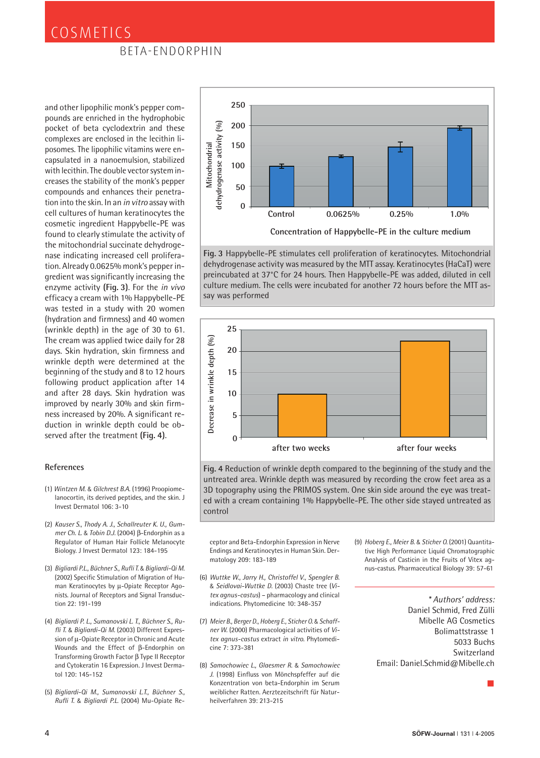and other lipophilic monk's pepper compounds are enriched in the hydrophobic pocket of beta cyclodextrin and these complexes are enclosed in the lecithin liposomes. The lipophilic vitamins were encapsulated in a nanoemulsion, stabilized with lecithin. The double vector system increases the stability of the monk's pepper compounds and enhances their penetration into the skin. In an *in vitro* assay with cell cultures of human keratinocytes the cosmetic ingredient Happybelle-PE was found to clearly stimulate the activity of the mitochondrial succinate dehydrogenase indicating increased cell proliferation. Already 0.0625% monk's pepper ingredient was significantly increasing the enzyme activity **(Fig. 3)**. For the *in vivo* efficacy a cream with 1% Happybelle-PE was tested in a study with 20 women (hydration and firmness) and 40 women (wrinkle depth) in the age of 30 to 61. The cream was applied twice daily for 28 days. Skin hydration, skin firmness and wrinkle depth were determined at the beginning of the study and 8 to 12 hours following product application after 14 and after 28 days. Skin hydration was improved by nearly 30% and skin firmness increased by 20%. A significant reduction in wrinkle depth could be observed after the treatment **(Fig. 4)**.

Mitochondrial dehydrogenase activity (%)

250
200
150
100
50
0

Control
0.0625%
0.25%
1.0%

Concentration of Happybelle-PE in the culture medium

**Fig. 3** Happybelle-PE stimulates cell proliferation of keratinocytes. Mitochondrial dehydrogenase activity was measured by the MTT assay. Keratinocytes (HaCaT) were preincubated at 37°C for 24 hours. Then Happybelle-PE was added, diluted in cell culture medium. The cells were incubated for another 72 hours before the MTT assay was performed

Decrease in wrinkle depth (%)

25
20
15
10
5
0

after two weeks
after four weeks

**Fig. 4** Reduction of wrinkle depth compared to the beginning of the study and the untreated area. Wrinkle depth was measured by recording the crow feet area as a 3D topography using the PRIMOS system. One skin side around the eye was treated with a cream containing 1% Happybelle-PE. The other side stayed untreated as control

## References

(1) *Wintzen M. & Gilchrest B.A.* (1996) Proopiomelanocortin, its derived peptides, and the skin. J Invest Dermatol 106: 3-10

(2) *Kauser S., Thody A. J., Schallreuter K. U., Gummer Ch. L. & Tobin D.J.* (2004) β-Endorphin as a Regulator of Human Hair Follicle Melanocyte Biology. J Invest Dermatol 123: 184-195

(3) *Bigliardi P.L., Büchner S., Rufli T. & Bigliardi-Qi M.* (2002) Specific Stimulation of Migration of Human Keratinocytes by μ-Opiate Receptor Agonists. Journal of Receptors and Signal Transduction 22: 191-199

(4) *Bigliardi P. L., Sumanovski L. T., Büchner S., Rufli T. & Bigliardi-Qi M.* (2003) Different Expression of μ-Opiate Receptor in Chronic and Acute Wounds and the Effect of β-Endorphin on Transforming Growth Factor β Type II Receptor and Cytokeratin 16 Expression. J Invest Dermatol 120: 145-152

(5) *Bigliardi-Qi M., Sumanovski L.T., Büchner S., Rufli T. & Bigliardi P.L.* (2004) Mu-Opiate Receptor and Beta-Endorphin Expression in Nerve Endings and Keratinocytes in Human Skin. Dermatology 209: 183-189

(6) *Wuttke W., Jarry H., Christoffel V., Spengler B. & Seidlovai-Wuttke D.* (2003) Chaste tree (*Vitex agnus-castus*) – pharmacology and clinical indications. Phytomedicine 10: 348-357

(7) *Meier B., Berger D., Hoberg E., Sticher O. & Schaffner W.* (2000) Pharmacological activities of *Vitex agnus-castus* extract *in vitro*. Phytomedicine 7: 373-381

(8) *Samochowiec L., Glaesmer R. & Samochowiec J.* (1998) Einfluss von Mönchspfeffer auf die Konzentration von beta-Endorphin im Serum weiblicher Ratten. Aerztezeitschrift für Naturheilverfahren 39: 213-215

(9) *Hoberg E., Meier B. & Sticher O.* (2001) Quantitative High Performance Liquid Chromatographic Analysis of Casticin in the Fruits of Vitex agnus-castus. Pharmaceutical Biology 39: 57-61

*\* Authors' address:*
Daniel Schmid, Fred Zülli
Mibelle AG Cosmetics
Bolimattstrasse 1
5033 Buchs
Switzerland
Email: Daniel.Schmid@Mibelle.ch